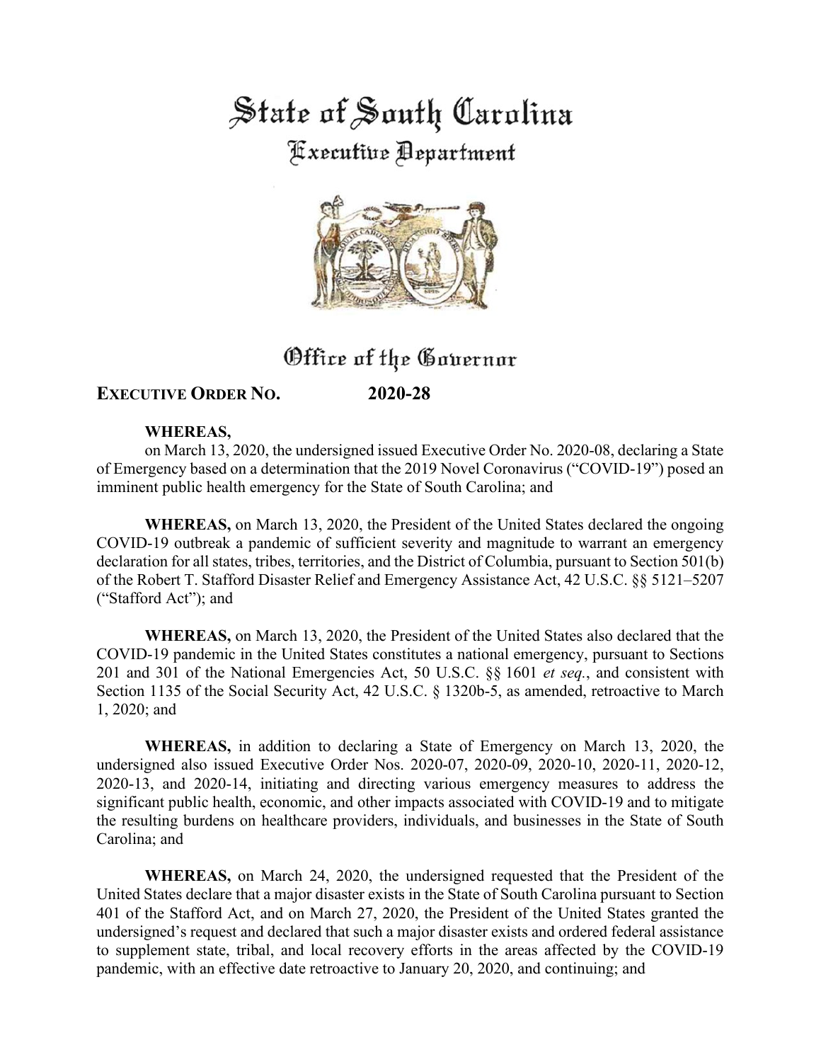# State of South Carolina

## Executive Department

## Office of the Governor

**EXECUTIVE ORDER NO. 2020-28**

**WHEREAS,**
on March 13, 2020, the undersigned issued Executive Order No. 2020-08, declaring a State of Emergency based on a determination that the 2019 Novel Coronavirus ("COVID-19") posed an imminent public health emergency for the State of South Carolina; and

**WHEREAS,** on March 13, 2020, the President of the United States declared the ongoing COVID-19 outbreak a pandemic of sufficient severity and magnitude to warrant an emergency declaration for all states, tribes, territories, and the District of Columbia, pursuant to Section 501(b) of the Robert T. Stafford Disaster Relief and Emergency Assistance Act, 42 U.S.C. §§ 5121–5207 ("Stafford Act"); and

**WHEREAS,** on March 13, 2020, the President of the United States also declared that the COVID-19 pandemic in the United States constitutes a national emergency, pursuant to Sections 201 and 301 of the National Emergencies Act, 50 U.S.C. §§ 1601 *et seq.*, and consistent with Section 1135 of the Social Security Act, 42 U.S.C. § 1320b-5, as amended, retroactive to March 1, 2020; and

**WHEREAS,** in addition to declaring a State of Emergency on March 13, 2020, the undersigned also issued Executive Order Nos. 2020-07, 2020-09, 2020-10, 2020-11, 2020-12, 2020-13, and 2020-14, initiating and directing various emergency measures to address the significant public health, economic, and other impacts associated with COVID-19 and to mitigate the resulting burdens on healthcare providers, individuals, and businesses in the State of South Carolina; and

**WHEREAS,** on March 24, 2020, the undersigned requested that the President of the United States declare that a major disaster exists in the State of South Carolina pursuant to Section 401 of the Stafford Act, and on March 27, 2020, the President of the United States granted the undersigned's request and declared that such a major disaster exists and ordered federal assistance to supplement state, tribal, and local recovery efforts in the areas affected by the COVID-19 pandemic, with an effective date retroactive to January 20, 2020, and continuing; and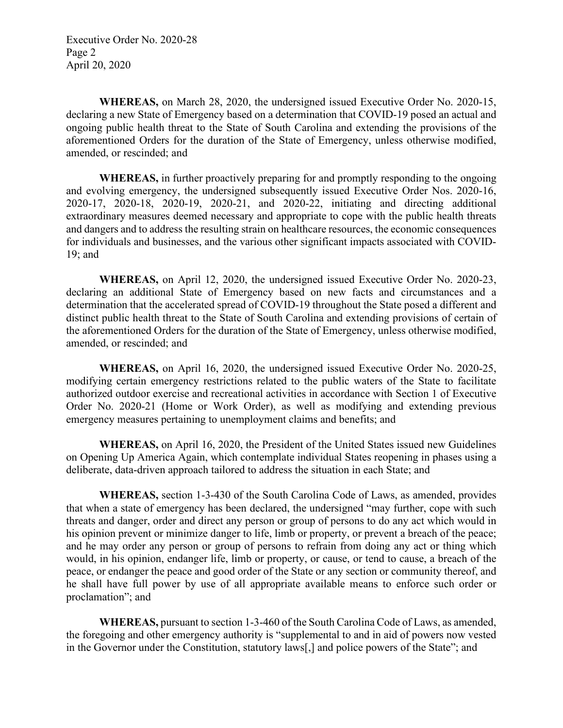**WHEREAS,** on March 28, 2020, the undersigned issued Executive Order No. 2020-15, declaring a new State of Emergency based on a determination that COVID-19 posed an actual and ongoing public health threat to the State of South Carolina and extending the provisions of the aforementioned Orders for the duration of the State of Emergency, unless otherwise modified, amended, or rescinded; and

**WHEREAS,** in further proactively preparing for and promptly responding to the ongoing and evolving emergency, the undersigned subsequently issued Executive Order Nos. 2020-16, 2020-17, 2020-18, 2020-19, 2020-21, and 2020-22, initiating and directing additional extraordinary measures deemed necessary and appropriate to cope with the public health threats and dangers and to address the resulting strain on healthcare resources, the economic consequences for individuals and businesses, and the various other significant impacts associated with COVID-19; and

**WHEREAS,** on April 12, 2020, the undersigned issued Executive Order No. 2020-23, declaring an additional State of Emergency based on new facts and circumstances and a determination that the accelerated spread of COVID-19 throughout the State posed a different and distinct public health threat to the State of South Carolina and extending provisions of certain of the aforementioned Orders for the duration of the State of Emergency, unless otherwise modified, amended, or rescinded; and

**WHEREAS,** on April 16, 2020, the undersigned issued Executive Order No. 2020-25, modifying certain emergency restrictions related to the public waters of the State to facilitate authorized outdoor exercise and recreational activities in accordance with Section 1 of Executive Order No. 2020-21 (Home or Work Order), as well as modifying and extending previous emergency measures pertaining to unemployment claims and benefits; and

**WHEREAS,** on April 16, 2020, the President of the United States issued new Guidelines on Opening Up America Again, which contemplate individual States reopening in phases using a deliberate, data-driven approach tailored to address the situation in each State; and

**WHEREAS,** section 1-3-430 of the South Carolina Code of Laws, as amended, provides that when a state of emergency has been declared, the undersigned "may further, cope with such threats and danger, order and direct any person or group of persons to do any act which would in his opinion prevent or minimize danger to life, limb or property, or prevent a breach of the peace; and he may order any person or group of persons to refrain from doing any act or thing which would, in his opinion, endanger life, limb or property, or cause, or tend to cause, a breach of the peace, or endanger the peace and good order of the State or any section or community thereof, and he shall have full power by use of all appropriate available means to enforce such order or proclamation"; and

**WHEREAS,** pursuant to section 1-3-460 of the South Carolina Code of Laws, as amended, the foregoing and other emergency authority is "supplemental to and in aid of powers now vested in the Governor under the Constitution, statutory laws[,] and police powers of the State"; and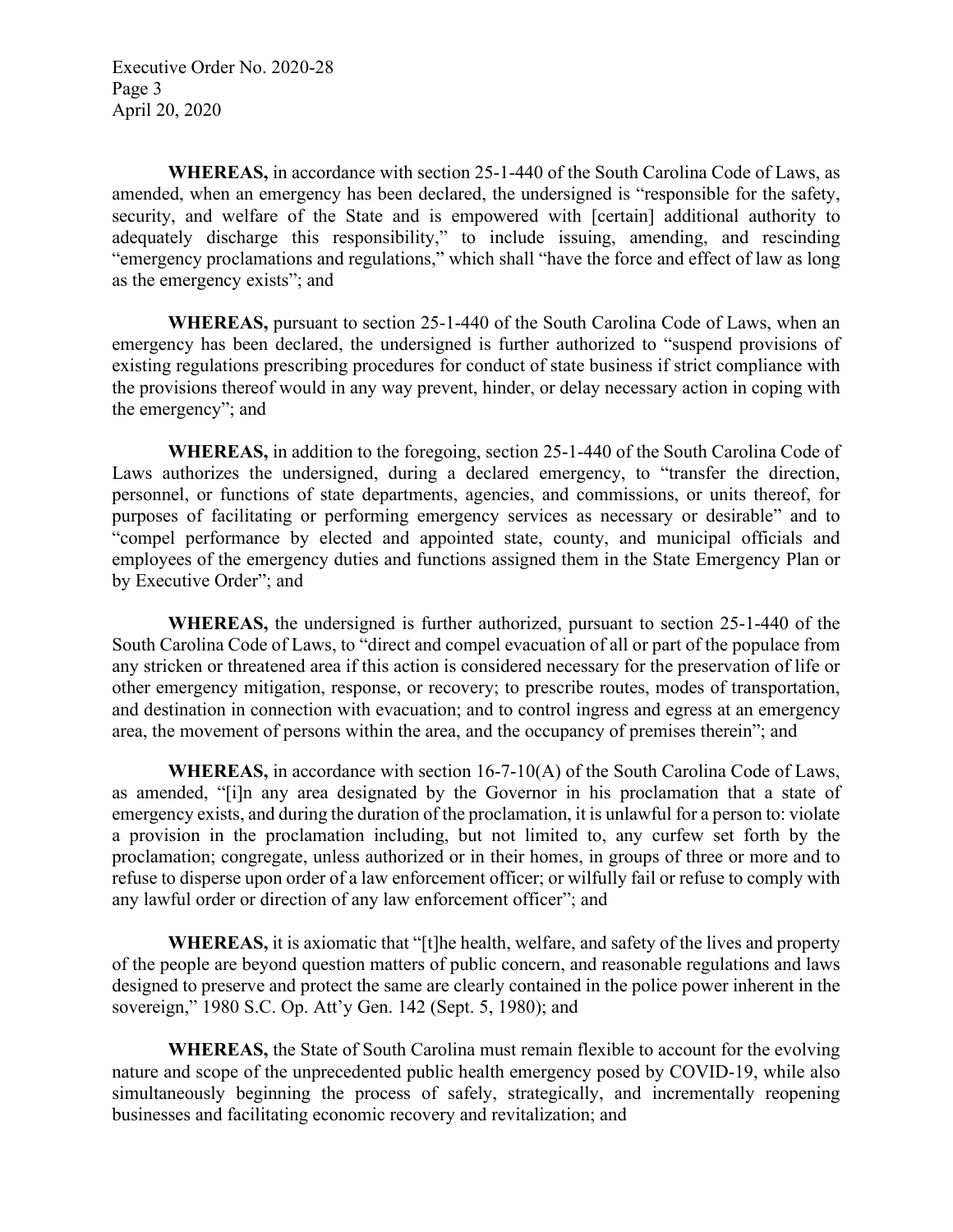**WHEREAS,** in accordance with section 25-1-440 of the South Carolina Code of Laws, as amended, when an emergency has been declared, the undersigned is "responsible for the safety, security, and welfare of the State and is empowered with [certain] additional authority to adequately discharge this responsibility," to include issuing, amending, and rescinding "emergency proclamations and regulations," which shall "have the force and effect of law as long as the emergency exists"; and

**WHEREAS,** pursuant to section 25-1-440 of the South Carolina Code of Laws, when an emergency has been declared, the undersigned is further authorized to "suspend provisions of existing regulations prescribing procedures for conduct of state business if strict compliance with the provisions thereof would in any way prevent, hinder, or delay necessary action in coping with the emergency"; and

**WHEREAS,** in addition to the foregoing, section 25-1-440 of the South Carolina Code of Laws authorizes the undersigned, during a declared emergency, to "transfer the direction, personnel, or functions of state departments, agencies, and commissions, or units thereof, for purposes of facilitating or performing emergency services as necessary or desirable" and to "compel performance by elected and appointed state, county, and municipal officials and employees of the emergency duties and functions assigned them in the State Emergency Plan or by Executive Order"; and

**WHEREAS,** the undersigned is further authorized, pursuant to section 25-1-440 of the South Carolina Code of Laws, to "direct and compel evacuation of all or part of the populace from any stricken or threatened area if this action is considered necessary for the preservation of life or other emergency mitigation, response, or recovery; to prescribe routes, modes of transportation, and destination in connection with evacuation; and to control ingress and egress at an emergency area, the movement of persons within the area, and the occupancy of premises therein"; and

**WHEREAS,** in accordance with section 16-7-10(A) of the South Carolina Code of Laws, as amended, "[i]n any area designated by the Governor in his proclamation that a state of emergency exists, and during the duration of the proclamation, it is unlawful for a person to: violate a provision in the proclamation including, but not limited to, any curfew set forth by the proclamation; congregate, unless authorized or in their homes, in groups of three or more and to refuse to disperse upon order of a law enforcement officer; or wilfully fail or refuse to comply with any lawful order or direction of any law enforcement officer"; and

**WHEREAS,** it is axiomatic that "[t]he health, welfare, and safety of the lives and property of the people are beyond question matters of public concern, and reasonable regulations and laws designed to preserve and protect the same are clearly contained in the police power inherent in the sovereign," 1980 S.C. Op. Att'y Gen. 142 (Sept. 5, 1980); and

**WHEREAS,** the State of South Carolina must remain flexible to account for the evolving nature and scope of the unprecedented public health emergency posed by COVID-19, while also simultaneously beginning the process of safely, strategically, and incrementally reopening businesses and facilitating economic recovery and revitalization; and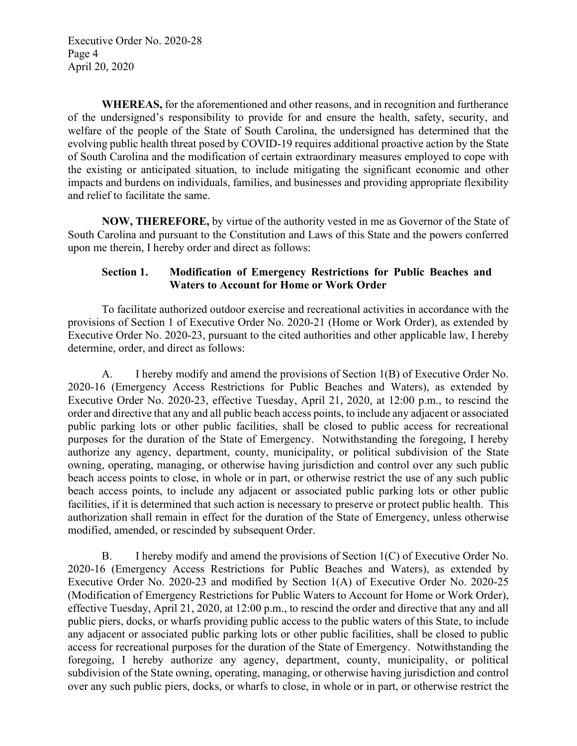**WHEREAS,** for the aforementioned and other reasons, and in recognition and furtherance of the undersigned's responsibility to provide for and ensure the health, safety, security, and welfare of the people of the State of South Carolina, the undersigned has determined that the evolving public health threat posed by COVID-19 requires additional proactive action by the State of South Carolina and the modification of certain extraordinary measures employed to cope with the existing or anticipated situation, to include mitigating the significant economic and other impacts and burdens on individuals, families, and businesses and providing appropriate flexibility and relief to facilitate the same.

**NOW, THEREFORE,** by virtue of the authority vested in me as Governor of the State of South Carolina and pursuant to the Constitution and Laws of this State and the powers conferred upon me therein, I hereby order and direct as follows:

### Section 1. Modification of Emergency Restrictions for Public Beaches and Waters to Account for Home or Work Order

To facilitate authorized outdoor exercise and recreational activities in accordance with the provisions of Section 1 of Executive Order No. 2020-21 (Home or Work Order), as extended by Executive Order No. 2020-23, pursuant to the cited authorities and other applicable law, I hereby determine, order, and direct as follows:

A. I hereby modify and amend the provisions of Section 1(B) of Executive Order No. 2020-16 (Emergency Access Restrictions for Public Beaches and Waters), as extended by Executive Order No. 2020-23, effective Tuesday, April 21, 2020, at 12:00 p.m., to rescind the order and directive that any and all public beach access points, to include any adjacent or associated public parking lots or other public facilities, shall be closed to public access for recreational purposes for the duration of the State of Emergency. Notwithstanding the foregoing, I hereby authorize any agency, department, county, municipality, or political subdivision of the State owning, operating, managing, or otherwise having jurisdiction and control over any such public beach access points to close, in whole or in part, or otherwise restrict the use of any such public beach access points, to include any adjacent or associated public parking lots or other public facilities, if it is determined that such action is necessary to preserve or protect public health. This authorization shall remain in effect for the duration of the State of Emergency, unless otherwise modified, amended, or rescinded by subsequent Order.

B. I hereby modify and amend the provisions of Section 1(C) of Executive Order No. 2020-16 (Emergency Access Restrictions for Public Beaches and Waters), as extended by Executive Order No. 2020-23 and modified by Section 1(A) of Executive Order No. 2020-25 (Modification of Emergency Restrictions for Public Waters to Account for Home or Work Order), effective Tuesday, April 21, 2020, at 12:00 p.m., to rescind the order and directive that any and all public piers, docks, or wharfs providing public access to the public waters of this State, to include any adjacent or associated public parking lots or other public facilities, shall be closed to public access for recreational purposes for the duration of the State of Emergency. Notwithstanding the foregoing, I hereby authorize any agency, department, county, municipality, or political subdivision of the State owning, operating, managing, or otherwise having jurisdiction and control over any such public piers, docks, or wharfs to close, in whole or in part, or otherwise restrict the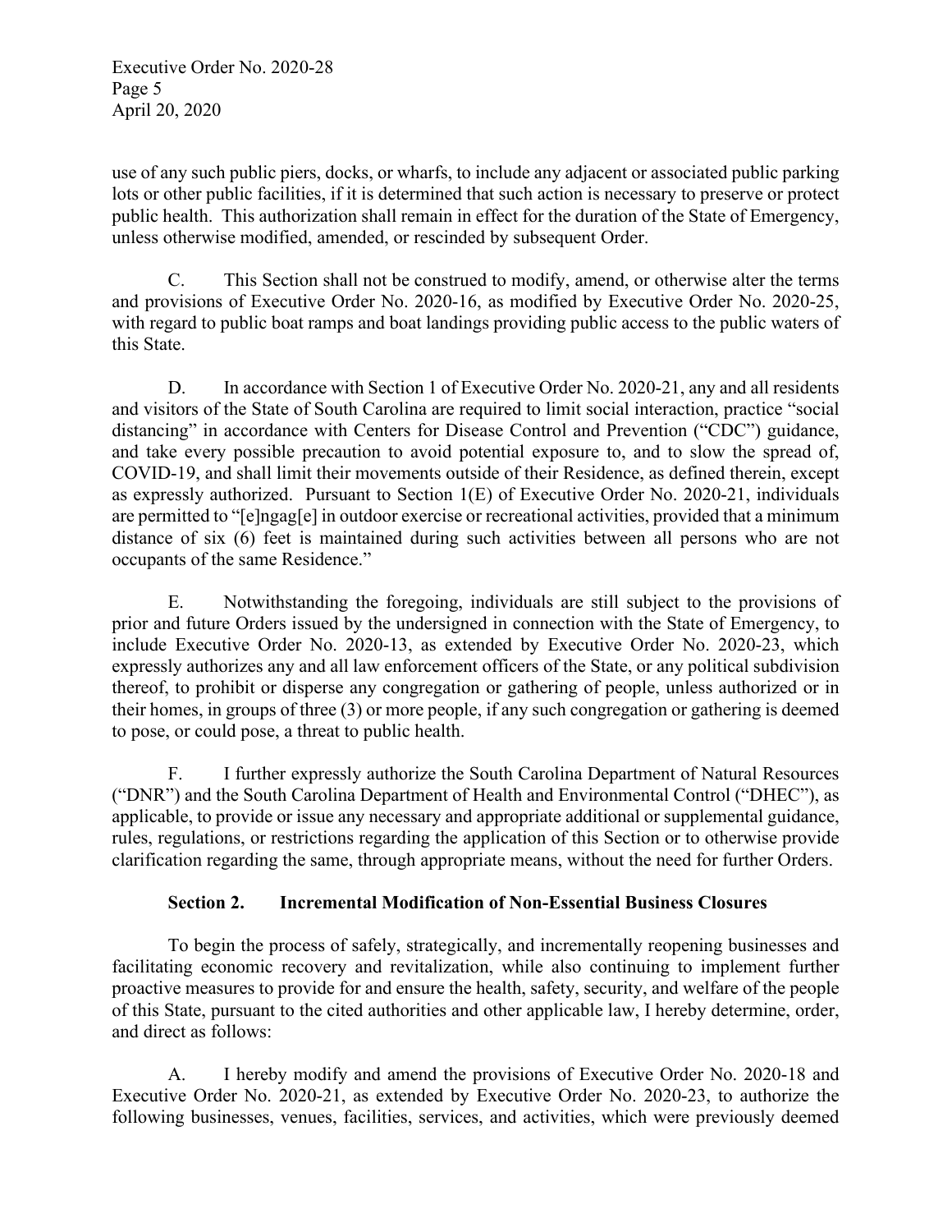use of any such public piers, docks, or wharfs, to include any adjacent or associated public parking lots or other public facilities, if it is determined that such action is necessary to preserve or protect public health. This authorization shall remain in effect for the duration of the State of Emergency, unless otherwise modified, amended, or rescinded by subsequent Order.

C. This Section shall not be construed to modify, amend, or otherwise alter the terms and provisions of Executive Order No. 2020-16, as modified by Executive Order No. 2020-25, with regard to public boat ramps and boat landings providing public access to the public waters of this State.

D. In accordance with Section 1 of Executive Order No. 2020-21, any and all residents and visitors of the State of South Carolina are required to limit social interaction, practice "social distancing" in accordance with Centers for Disease Control and Prevention ("CDC") guidance, and take every possible precaution to avoid potential exposure to, and to slow the spread of, COVID-19, and shall limit their movements outside of their Residence, as defined therein, except as expressly authorized. Pursuant to Section 1(E) of Executive Order No. 2020-21, individuals are permitted to "[e]ngag[e] in outdoor exercise or recreational activities, provided that a minimum distance of six (6) feet is maintained during such activities between all persons who are not occupants of the same Residence."

E. Notwithstanding the foregoing, individuals are still subject to the provisions of prior and future Orders issued by the undersigned in connection with the State of Emergency, to include Executive Order No. 2020-13, as extended by Executive Order No. 2020-23, which expressly authorizes any and all law enforcement officers of the State, or any political subdivision thereof, to prohibit or disperse any congregation or gathering of people, unless authorized or in their homes, in groups of three (3) or more people, if any such congregation or gathering is deemed to pose, or could pose, a threat to public health.

F. I further expressly authorize the South Carolina Department of Natural Resources ("DNR") and the South Carolina Department of Health and Environmental Control ("DHEC"), as applicable, to provide or issue any necessary and appropriate additional or supplemental guidance, rules, regulations, or restrictions regarding the application of this Section or to otherwise provide clarification regarding the same, through appropriate means, without the need for further Orders.

**Section 2. Incremental Modification of Non-Essential Business Closures**

To begin the process of safely, strategically, and incrementally reopening businesses and facilitating economic recovery and revitalization, while also continuing to implement further proactive measures to provide for and ensure the health, safety, security, and welfare of the people of this State, pursuant to the cited authorities and other applicable law, I hereby determine, order, and direct as follows:

A. I hereby modify and amend the provisions of Executive Order No. 2020-18 and Executive Order No. 2020-21, as extended by Executive Order No. 2020-23, to authorize the following businesses, venues, facilities, services, and activities, which were previously deemed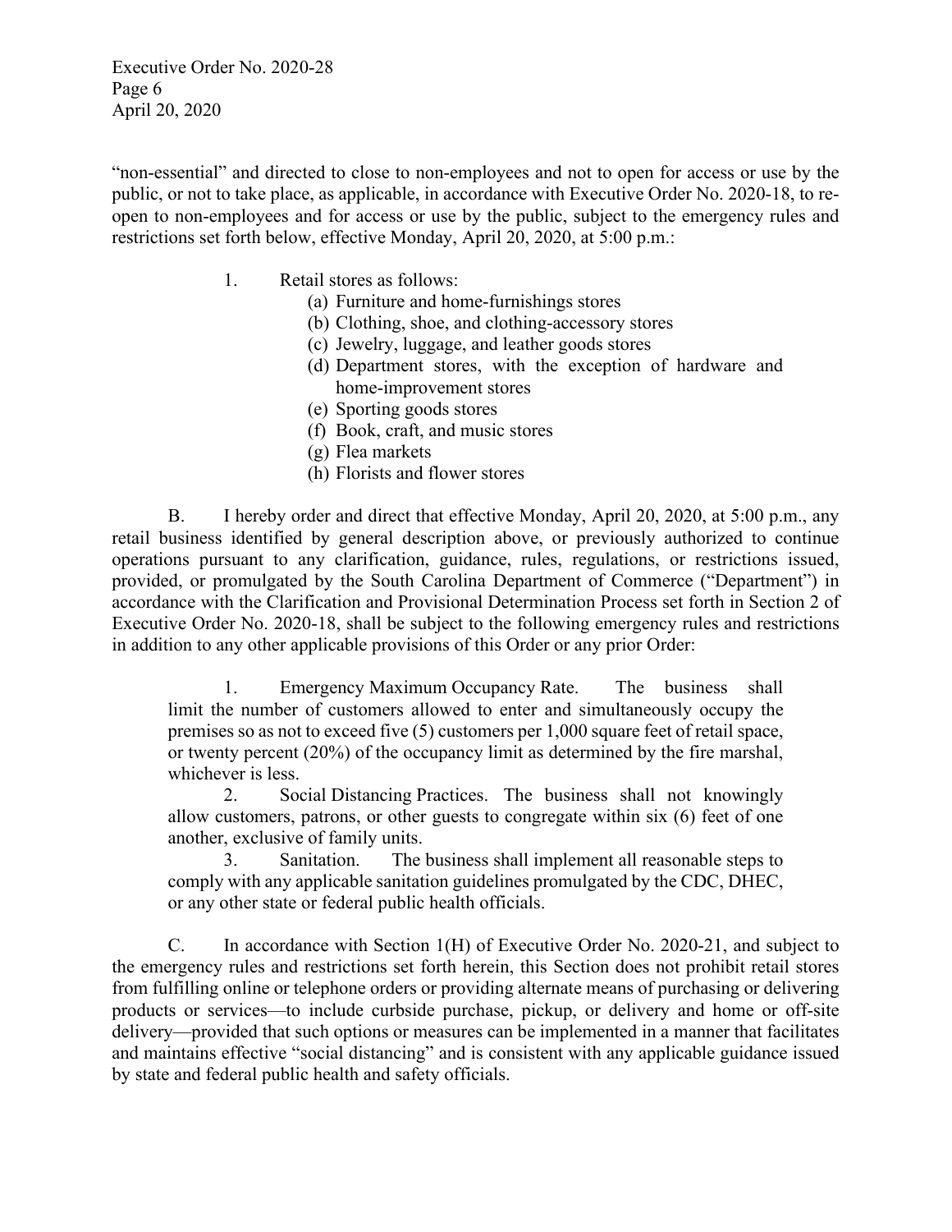"non-essential" and directed to close to non-employees and not to open for access or use by the public, or not to take place, as applicable, in accordance with Executive Order No. 2020-18, to re-open to non-employees and for access or use by the public, subject to the emergency rules and restrictions set forth below, effective Monday, April 20, 2020, at 5:00 p.m.:

1. Retail stores as follows:
   - (a) Furniture and home-furnishings stores
   - (b) Clothing, shoe, and clothing-accessory stores
   - (c) Jewelry, luggage, and leather goods stores
   - (d) Department stores, with the exception of hardware and home-improvement stores
   - (e) Sporting goods stores
   - (f) Book, craft, and music stores
   - (g) Flea markets
   - (h) Florists and flower stores

B. I hereby order and direct that effective Monday, April 20, 2020, at 5:00 p.m., any retail business identified by general description above, or previously authorized to continue operations pursuant to any clarification, guidance, rules, regulations, or restrictions issued, provided, or promulgated by the South Carolina Department of Commerce ("Department") in accordance with the Clarification and Provisional Determination Process set forth in Section 2 of Executive Order No. 2020-18, shall be subject to the following emergency rules and restrictions in addition to any other applicable provisions of this Order or any prior Order:

1. Emergency Maximum Occupancy Rate. The business shall limit the number of customers allowed to enter and simultaneously occupy the premises so as not to exceed five (5) customers per 1,000 square feet of retail space, or twenty percent (20%) of the occupancy limit as determined by the fire marshal, whichever is less.
2. Social Distancing Practices. The business shall not knowingly allow customers, patrons, or other guests to congregate within six (6) feet of one another, exclusive of family units.
3. Sanitation. The business shall implement all reasonable steps to comply with any applicable sanitation guidelines promulgated by the CDC, DHEC, or any other state or federal public health officials.

C. In accordance with Section 1(H) of Executive Order No. 2020-21, and subject to the emergency rules and restrictions set forth herein, this Section does not prohibit retail stores from fulfilling online or telephone orders or providing alternate means of purchasing or delivering products or services—to include curbside purchase, pickup, or delivery and home or off-site delivery—provided that such options or measures can be implemented in a manner that facilitates and maintains effective "social distancing" and is consistent with any applicable guidance issued by state and federal public health and safety officials.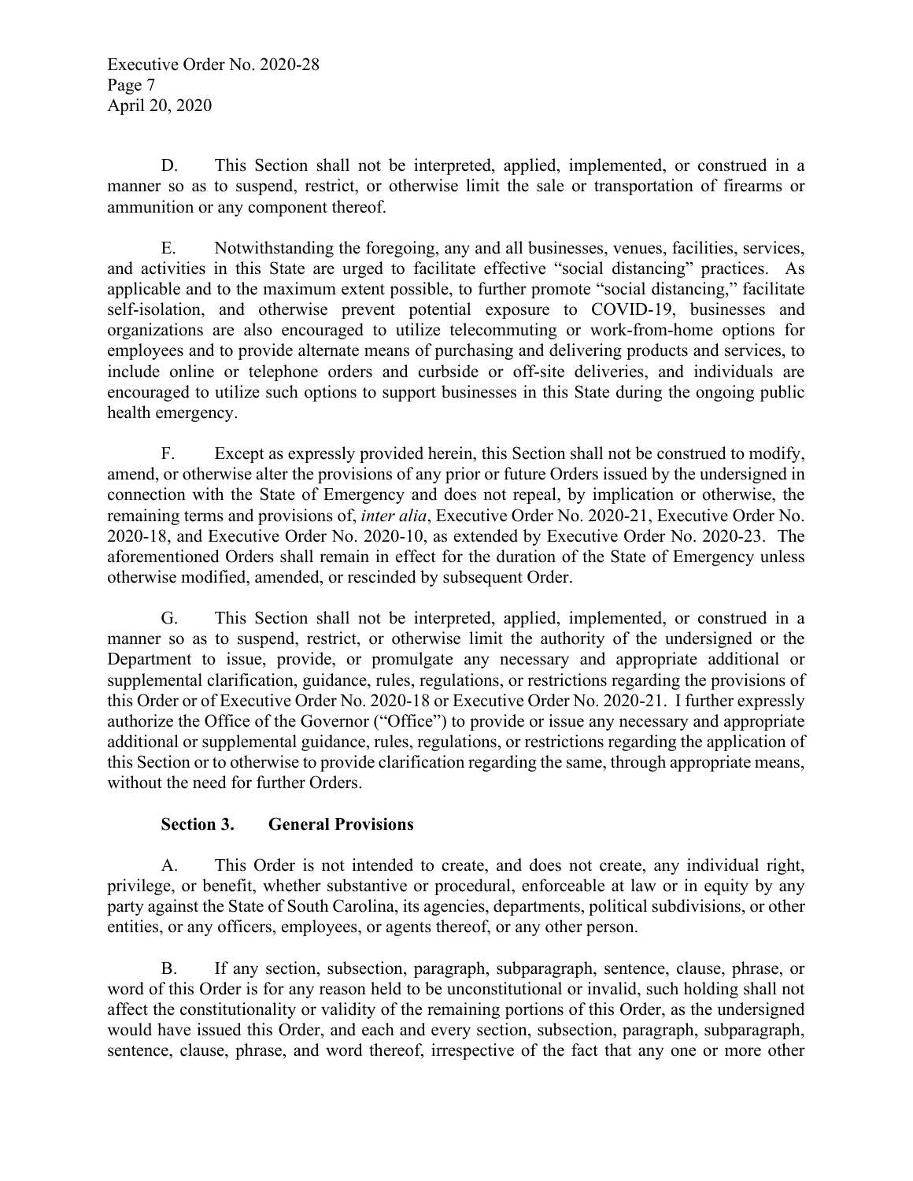D. This Section shall not be interpreted, applied, implemented, or construed in a manner so as to suspend, restrict, or otherwise limit the sale or transportation of firearms or ammunition or any component thereof.

E. Notwithstanding the foregoing, any and all businesses, venues, facilities, services, and activities in this State are urged to facilitate effective "social distancing" practices. As applicable and to the maximum extent possible, to further promote "social distancing," facilitate self-isolation, and otherwise prevent potential exposure to COVID-19, businesses and organizations are also encouraged to utilize telecommuting or work-from-home options for employees and to provide alternate means of purchasing and delivering products and services, to include online or telephone orders and curbside or off-site deliveries, and individuals are encouraged to utilize such options to support businesses in this State during the ongoing public health emergency.

F. Except as expressly provided herein, this Section shall not be construed to modify, amend, or otherwise alter the provisions of any prior or future Orders issued by the undersigned in connection with the State of Emergency and does not repeal, by implication or otherwise, the remaining terms and provisions of, *inter alia*, Executive Order No. 2020-21, Executive Order No. 2020-18, and Executive Order No. 2020-10, as extended by Executive Order No. 2020-23. The aforementioned Orders shall remain in effect for the duration of the State of Emergency unless otherwise modified, amended, or rescinded by subsequent Order.

G. This Section shall not be interpreted, applied, implemented, or construed in a manner so as to suspend, restrict, or otherwise limit the authority of the undersigned or the Department to issue, provide, or promulgate any necessary and appropriate additional or supplemental clarification, guidance, rules, regulations, or restrictions regarding the provisions of this Order or of Executive Order No. 2020-18 or Executive Order No. 2020-21. I further expressly authorize the Office of the Governor ("Office") to provide or issue any necessary and appropriate additional or supplemental guidance, rules, regulations, or restrictions regarding the application of this Section or to otherwise to provide clarification regarding the same, through appropriate means, without the need for further Orders.

## Section 3. General Provisions

A. This Order is not intended to create, and does not create, any individual right, privilege, or benefit, whether substantive or procedural, enforceable at law or in equity by any party against the State of South Carolina, its agencies, departments, political subdivisions, or other entities, or any officers, employees, or agents thereof, or any other person.

B. If any section, subsection, paragraph, subparagraph, sentence, clause, phrase, or word of this Order is for any reason held to be unconstitutional or invalid, such holding shall not affect the constitutionality or validity of the remaining portions of this Order, as the undersigned would have issued this Order, and each and every section, subsection, paragraph, subparagraph, sentence, clause, phrase, and word thereof, irrespective of the fact that any one or more other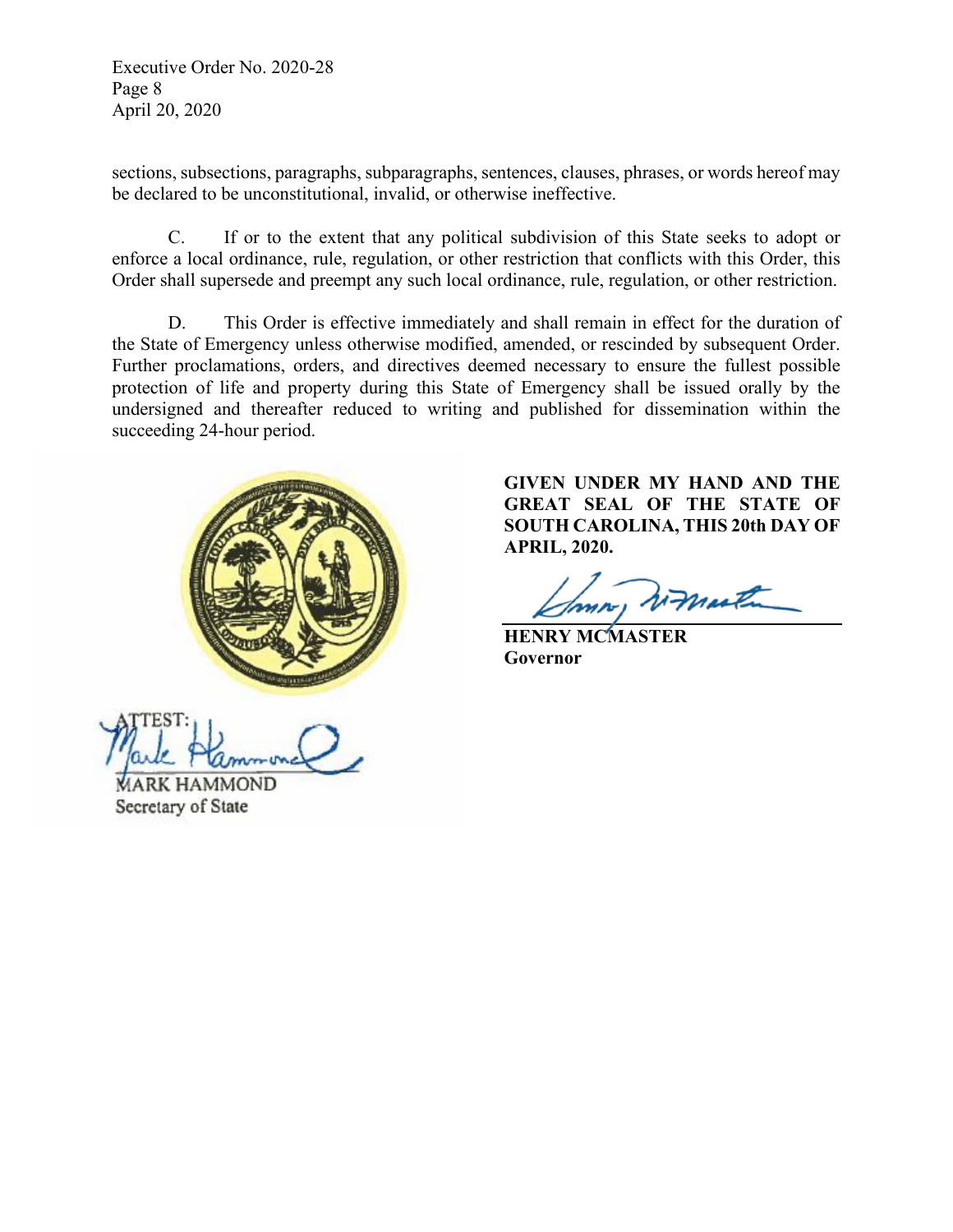sections, subsections, paragraphs, subparagraphs, sentences, clauses, phrases, or words hereof may be declared to be unconstitutional, invalid, or otherwise ineffective.

C. If or to the extent that any political subdivision of this State seeks to adopt or enforce a local ordinance, rule, regulation, or other restriction that conflicts with this Order, this Order shall supersede and preempt any such local ordinance, rule, regulation, or other restriction.

D. This Order is effective immediately and shall remain in effect for the duration of the State of Emergency unless otherwise modified, amended, or rescinded by subsequent Order. Further proclamations, orders, and directives deemed necessary to ensure the fullest possible protection of life and property during this State of Emergency shall be issued orally by the undersigned and thereafter reduced to writing and published for dissemination within the succeeding 24-hour period.

**GIVEN UNDER MY HAND AND THE GREAT SEAL OF THE STATE OF SOUTH CAROLINA, THIS 20th DAY OF APRIL, 2020.**

**HENRY MCMASTER**
**Governor**

ATTEST:

MARK HAMMOND
Secretary of State